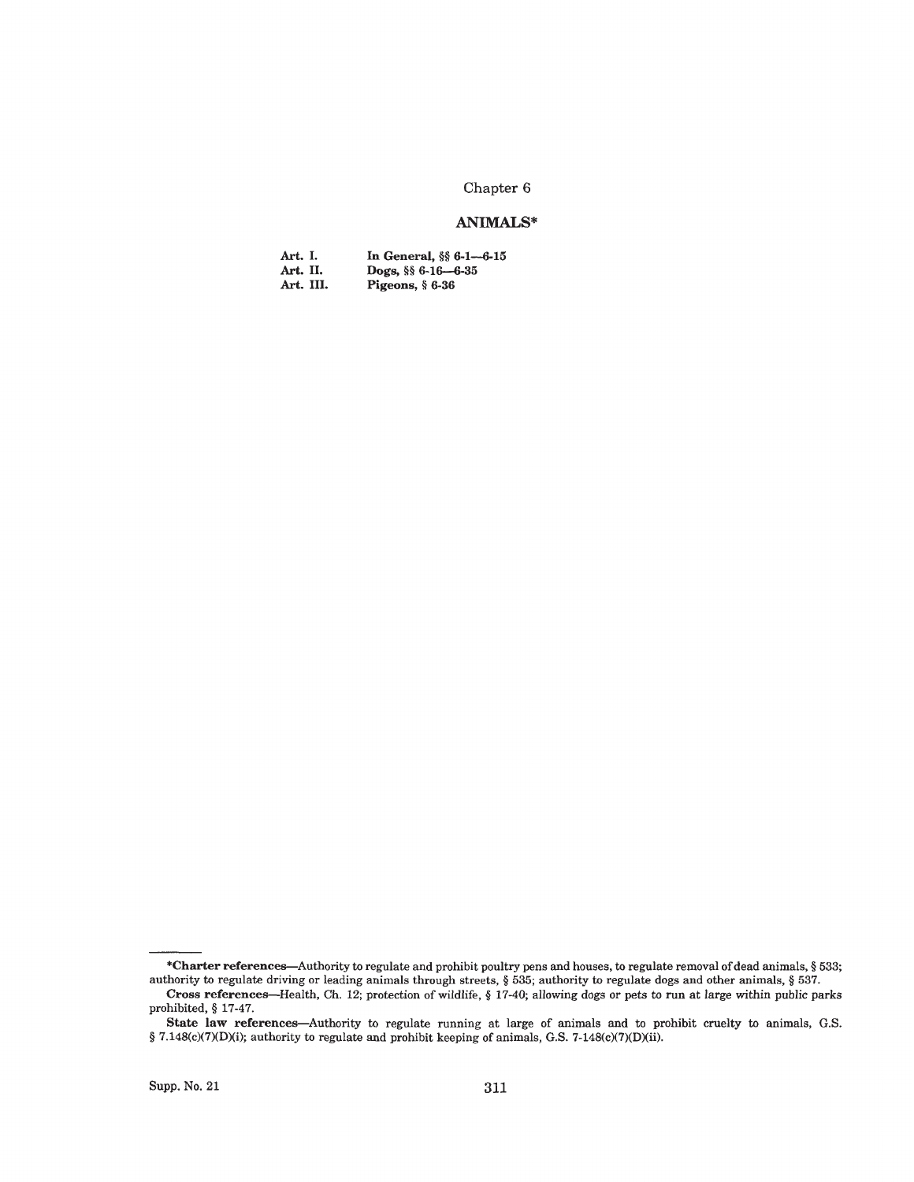# Chapter 6

## ANIMALS*

| | |
|---|---|
| **Art. I.** | **In General, §§ 6-1—6-15** |
| **Art. II.** | **Dogs, §§ 6-16—6-35** |
| **Art. III.** | **Pigeons, § 6-36** |

---

***Charter references**—Authority to regulate and prohibit poultry pens and houses, to regulate removal of dead animals, § 533; authority to regulate driving or leading animals through streets, § 535; authority to regulate dogs and other animals, § 537.

**Cross references**—Health, Ch. 12; protection of wildlife, § 17-40; allowing dogs or pets to run at large within public parks prohibited, § 17-47.

**State law references**—Authority to regulate running at large of animals and to prohibit cruelty to animals, G.S. § 7.148(c)(7)(D)(i); authority to regulate and prohibit keeping of animals, G.S. 7-148(c)(7)(D)(ii).

Supp. No. 21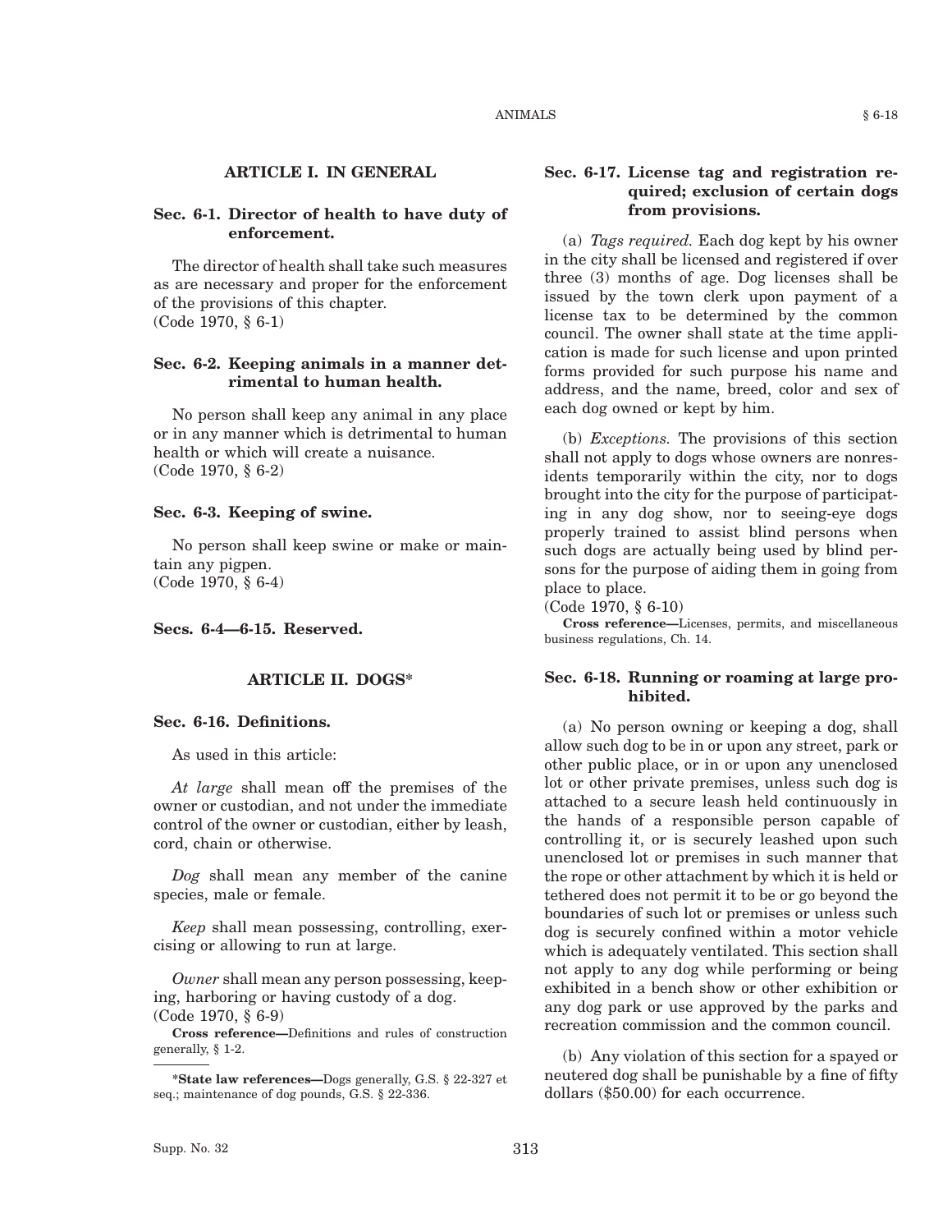## ARTICLE I. IN GENERAL

### Sec. 6-1. Director of health to have duty of enforcement.

The director of health shall take such measures as are necessary and proper for the enforcement of the provisions of this chapter.
(Code 1970, § 6-1)

### Sec. 6-2. Keeping animals in a manner detrimental to human health.

No person shall keep any animal in any place or in any manner which is detrimental to human health or which will create a nuisance.
(Code 1970, § 6-2)

### Sec. 6-3. Keeping of swine.

No person shall keep swine or make or maintain any pigpen.
(Code 1970, § 6-4)

### Secs. 6-4—6-15. Reserved.

## ARTICLE II. DOGS*

### Sec. 6-16. Definitions.

As used in this article:

*At large* shall mean off the premises of the owner or custodian, and not under the immediate control of the owner or custodian, either by leash, cord, chain or otherwise.

*Dog* shall mean any member of the canine species, male or female.

*Keep* shall mean possessing, controlling, exercising or allowing to run at large.

*Owner* shall mean any person possessing, keeping, harboring or having custody of a dog.
(Code 1970, § 6-9)

**Cross reference—**Definitions and rules of construction generally, § 1-2.

*__State law references—__Dogs generally, G.S. § 22-327 et seq.; maintenance of dog pounds, G.S. § 22-336.

### Sec. 6-17. License tag and registration required; exclusion of certain dogs from provisions.

(a) *Tags required.* Each dog kept by his owner in the city shall be licensed and registered if over three (3) months of age. Dog licenses shall be issued by the town clerk upon payment of a license tax to be determined by the common council. The owner shall state at the time application is made for such license and upon printed forms provided for such purpose his name and address, and the name, breed, color and sex of each dog owned or kept by him.

(b) *Exceptions.* The provisions of this section shall not apply to dogs whose owners are nonresidents temporarily within the city, nor to dogs brought into the city for the purpose of participating in any dog show, nor to seeing-eye dogs properly trained to assist blind persons when such dogs are actually being used by blind persons for the purpose of aiding them in going from place to place.
(Code 1970, § 6-10)

**Cross reference—**Licenses, permits, and miscellaneous business regulations, Ch. 14.

### Sec. 6-18. Running or roaming at large prohibited.

(a) No person owning or keeping a dog, shall allow such dog to be in or upon any street, park or other public place, or in or upon any unenclosed lot or other private premises, unless such dog is attached to a secure leash held continuously in the hands of a responsible person capable of controlling it, or is securely leashed upon such unenclosed lot or premises in such manner that the rope or other attachment by which it is held or tethered does not permit it to be or go beyond the boundaries of such lot or premises or unless such dog is securely confined within a motor vehicle which is adequately ventilated. This section shall not apply to any dog while performing or being exhibited in a bench show or other exhibition or any dog park or use approved by the parks and recreation commission and the common council.

(b) Any violation of this section for a spayed or neutered dog shall be punishable by a fine of fifty dollars ($50.00) for each occurrence.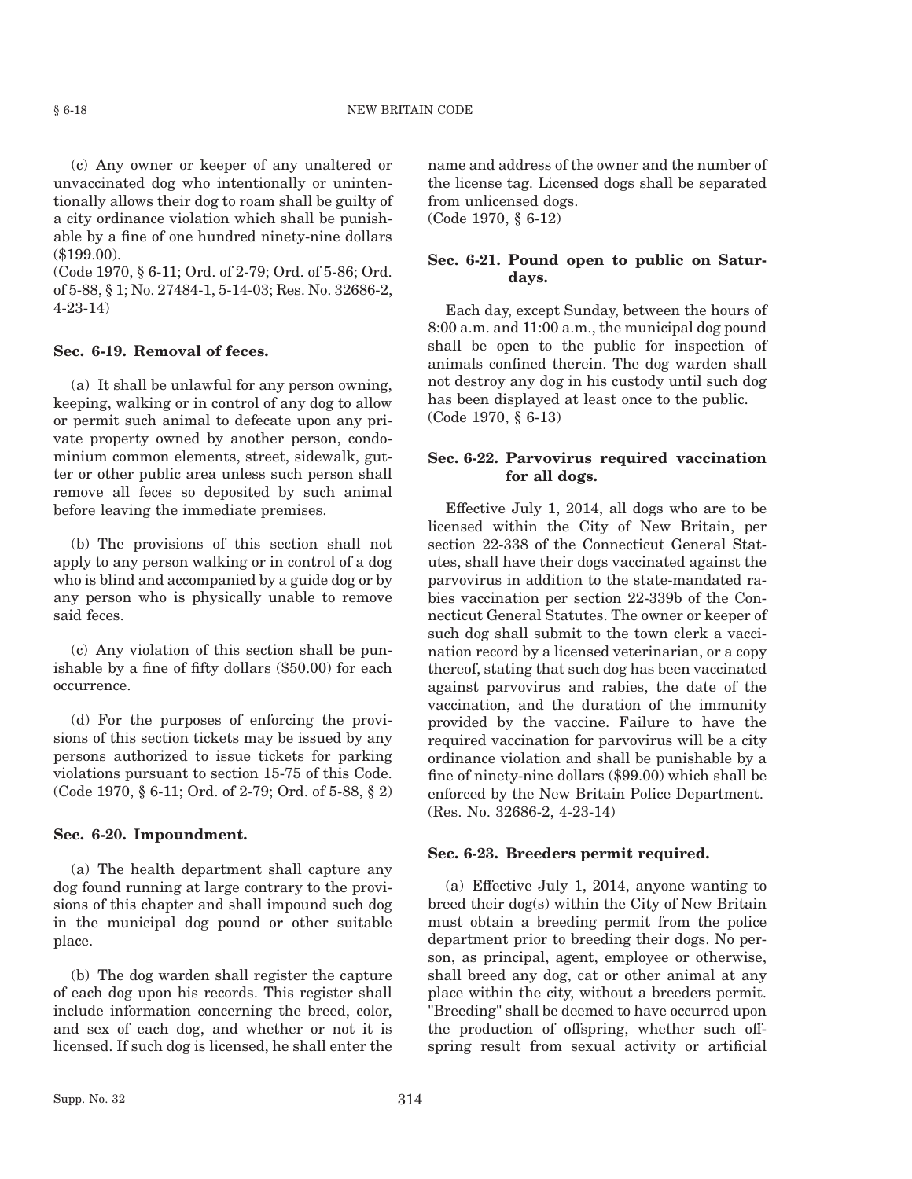(c) Any owner or keeper of any unaltered or unvaccinated dog who intentionally or unintentionally allows their dog to roam shall be guilty of a city ordinance violation which shall be punishable by a fine of one hundred ninety-nine dollars ($199.00).

(Code 1970, § 6-11; Ord. of 2-79; Ord. of 5-86; Ord. of 5-88, § 1; No. 27484-1, 5-14-03; Res. No. 32686-2, 4-23-14)

**Sec. 6-19. Removal of feces.**

(a) It shall be unlawful for any person owning, keeping, walking or in control of any dog to allow or permit such animal to defecate upon any private property owned by another person, condominium common elements, street, sidewalk, gutter or other public area unless such person shall remove all feces so deposited by such animal before leaving the immediate premises.

(b) The provisions of this section shall not apply to any person walking or in control of a dog who is blind and accompanied by a guide dog or by any person who is physically unable to remove said feces.

(c) Any violation of this section shall be punishable by a fine of fifty dollars ($50.00) for each occurrence.

(d) For the purposes of enforcing the provisions of this section tickets may be issued by any persons authorized to issue tickets for parking violations pursuant to section 15-75 of this Code.

(Code 1970, § 6-11; Ord. of 2-79; Ord. of 5-88, § 2)

**Sec. 6-20. Impoundment.**

(a) The health department shall capture any dog found running at large contrary to the provisions of this chapter and shall impound such dog in the municipal dog pound or other suitable place.

(b) The dog warden shall register the capture of each dog upon his records. This register shall include information concerning the breed, color, and sex of each dog, and whether or not it is licensed. If such dog is licensed, he shall enter the name and address of the owner and the number of the license tag. Licensed dogs shall be separated from unlicensed dogs.

(Code 1970, § 6-12)

**Sec. 6-21. Pound open to public on Saturdays.**

Each day, except Sunday, between the hours of 8:00 a.m. and 11:00 a.m., the municipal dog pound shall be open to the public for inspection of animals confined therein. The dog warden shall not destroy any dog in his custody until such dog has been displayed at least once to the public.

(Code 1970, § 6-13)

**Sec. 6-22. Parvovirus required vaccination for all dogs.**

Effective July 1, 2014, all dogs who are to be licensed within the City of New Britain, per section 22-338 of the Connecticut General Statutes, shall have their dogs vaccinated against the parvovirus in addition to the state-mandated rabies vaccination per section 22-339b of the Connecticut General Statutes. The owner or keeper of such dog shall submit to the town clerk a vaccination record by a licensed veterinarian, or a copy thereof, stating that such dog has been vaccinated against parvovirus and rabies, the date of the vaccination, and the duration of the immunity provided by the vaccine. Failure to have the required vaccination for parvovirus will be a city ordinance violation and shall be punishable by a fine of ninety-nine dollars ($99.00) which shall be enforced by the New Britain Police Department.

(Res. No. 32686-2, 4-23-14)

**Sec. 6-23. Breeders permit required.**

(a) Effective July 1, 2014, anyone wanting to breed their dog(s) within the City of New Britain must obtain a breeding permit from the police department prior to breeding their dogs. No person, as principal, agent, employee or otherwise, shall breed any dog, cat or other animal at any place within the city, without a breeders permit. "Breeding" shall be deemed to have occurred upon the production of offspring, whether such offspring result from sexual activity or artificial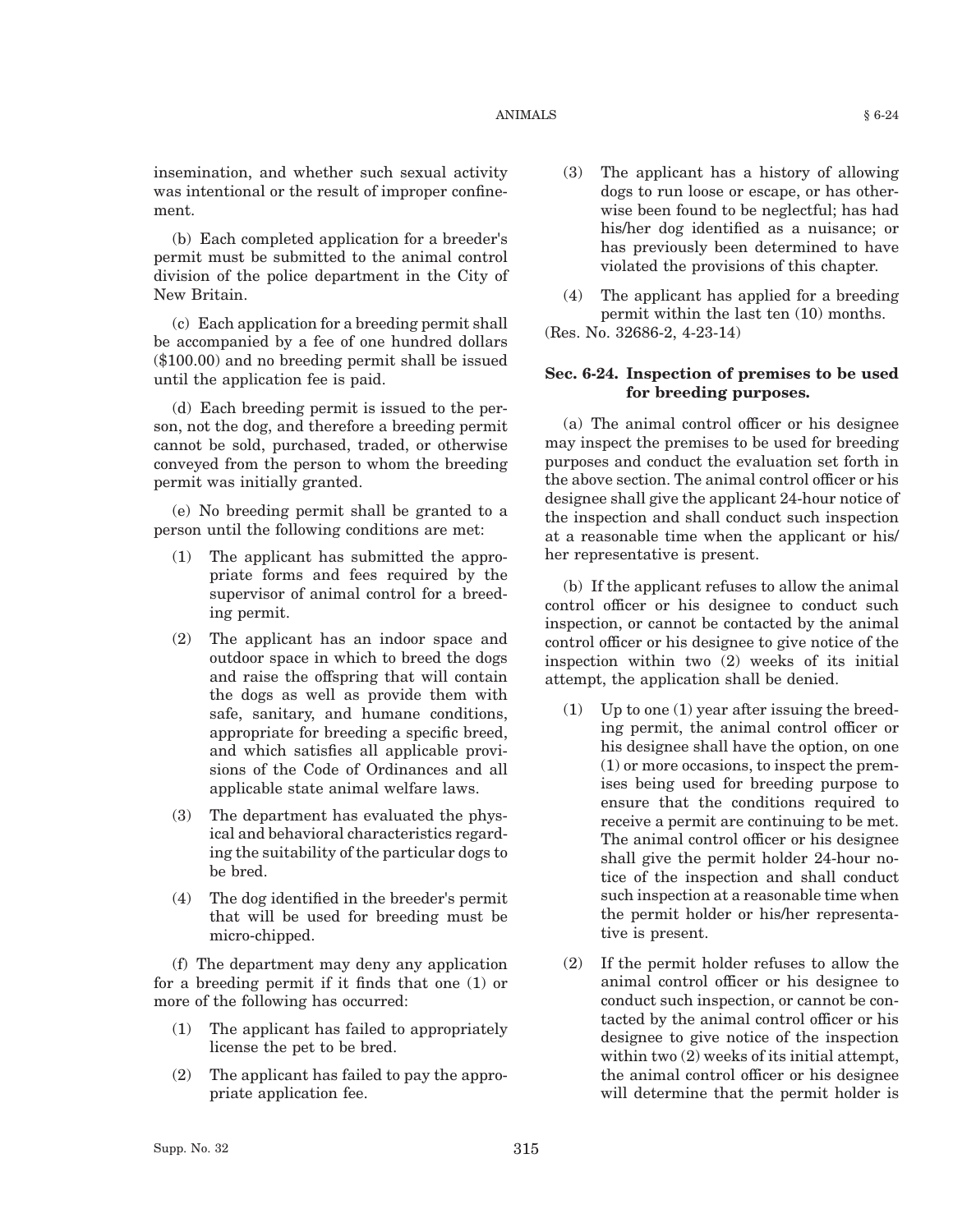insemination, and whether such sexual activity was intentional or the result of improper confinement.

(b) Each completed application for a breeder's permit must be submitted to the animal control division of the police department in the City of New Britain.

(c) Each application for a breeding permit shall be accompanied by a fee of one hundred dollars ($100.00) and no breeding permit shall be issued until the application fee is paid.

(d) Each breeding permit is issued to the person, not the dog, and therefore a breeding permit cannot be sold, purchased, traded, or otherwise conveyed from the person to whom the breeding permit was initially granted.

(e) No breeding permit shall be granted to a person until the following conditions are met:

(1) The applicant has submitted the appropriate forms and fees required by the supervisor of animal control for a breeding permit.

(2) The applicant has an indoor space and outdoor space in which to breed the dogs and raise the offspring that will contain the dogs as well as provide them with safe, sanitary, and humane conditions, appropriate for breeding a specific breed, and which satisfies all applicable provisions of the Code of Ordinances and all applicable state animal welfare laws.

(3) The department has evaluated the physical and behavioral characteristics regarding the suitability of the particular dogs to be bred.

(4) The dog identified in the breeder's permit that will be used for breeding must be micro-chipped.

(f) The department may deny any application for a breeding permit if it finds that one (1) or more of the following has occurred:

(1) The applicant has failed to appropriately license the pet to be bred.

(2) The applicant has failed to pay the appropriate application fee.

(3) The applicant has a history of allowing dogs to run loose or escape, or has otherwise been found to be neglectful; has had his/her dog identified as a nuisance; or has previously been determined to have violated the provisions of this chapter.

(4) The applicant has applied for a breeding permit within the last ten (10) months.

(Res. No. 32686-2, 4-23-14)

### Sec. 6-24. Inspection of premises to be used for breeding purposes.

(a) The animal control officer or his designee may inspect the premises to be used for breeding purposes and conduct the evaluation set forth in the above section. The animal control officer or his designee shall give the applicant 24-hour notice of the inspection and shall conduct such inspection at a reasonable time when the applicant or his/her representative is present.

(b) If the applicant refuses to allow the animal control officer or his designee to conduct such inspection, or cannot be contacted by the animal control officer or his designee to give notice of the inspection within two (2) weeks of its initial attempt, the application shall be denied.

(1) Up to one (1) year after issuing the breeding permit, the animal control officer or his designee shall have the option, on one (1) or more occasions, to inspect the premises being used for breeding purpose to ensure that the conditions required to receive a permit are continuing to be met. The animal control officer or his designee shall give the permit holder 24-hour notice of the inspection and shall conduct such inspection at a reasonable time when the permit holder or his/her representative is present.

(2) If the permit holder refuses to allow the animal control officer or his designee to conduct such inspection, or cannot be contacted by the animal control officer or his designee to give notice of the inspection within two (2) weeks of its initial attempt, the animal control officer or his designee will determine that the permit holder is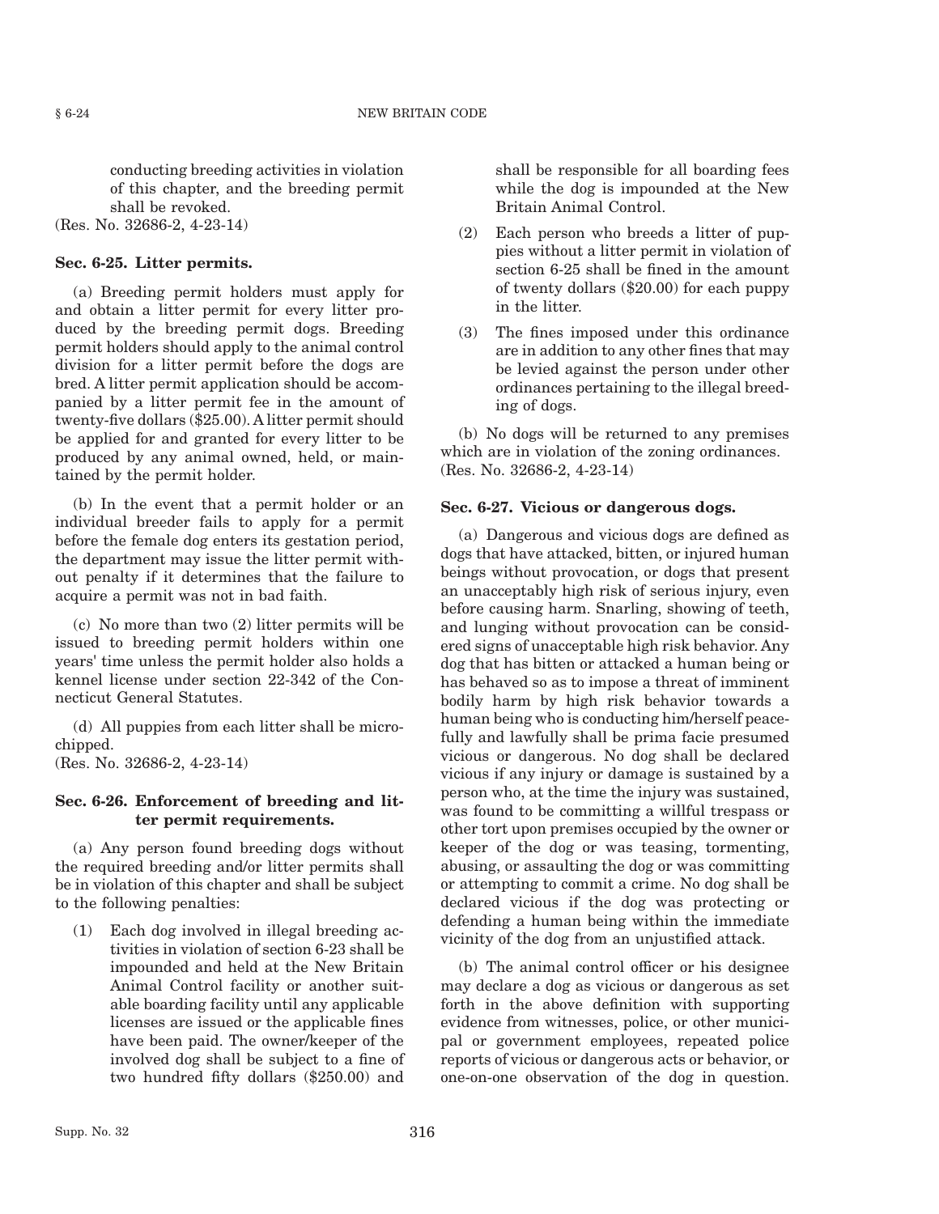conducting breeding activities in violation of this chapter, and the breeding permit shall be revoked.

(Res. No. 32686-2, 4-23-14)

**Sec. 6-25. Litter permits.**

(a) Breeding permit holders must apply for and obtain a litter permit for every litter produced by the breeding permit dogs. Breeding permit holders should apply to the animal control division for a litter permit before the dogs are bred. A litter permit application should be accompanied by a litter permit fee in the amount of twenty-five dollars ($25.00). A litter permit should be applied for and granted for every litter to be produced by any animal owned, held, or maintained by the permit holder.

(b) In the event that a permit holder or an individual breeder fails to apply for a permit before the female dog enters its gestation period, the department may issue the litter permit without penalty if it determines that the failure to acquire a permit was not in bad faith.

(c) No more than two (2) litter permits will be issued to breeding permit holders within one years' time unless the permit holder also holds a kennel license under section 22-342 of the Connecticut General Statutes.

(d) All puppies from each litter shall be microchipped.

(Res. No. 32686-2, 4-23-14)

**Sec. 6-26. Enforcement of breeding and litter permit requirements.**

(a) Any person found breeding dogs without the required breeding and/or litter permits shall be in violation of this chapter and shall be subject to the following penalties:

(1) Each dog involved in illegal breeding activities in violation of section 6-23 shall be impounded and held at the New Britain Animal Control facility or another suitable boarding facility until any applicable licenses are issued or the applicable fines have been paid. The owner/keeper of the involved dog shall be subject to a fine of two hundred fifty dollars ($250.00) and shall be responsible for all boarding fees while the dog is impounded at the New Britain Animal Control.

(2) Each person who breeds a litter of puppies without a litter permit in violation of section 6-25 shall be fined in the amount of twenty dollars ($20.00) for each puppy in the litter.

(3) The fines imposed under this ordinance are in addition to any other fines that may be levied against the person under other ordinances pertaining to the illegal breeding of dogs.

(b) No dogs will be returned to any premises which are in violation of the zoning ordinances.

(Res. No. 32686-2, 4-23-14)

**Sec. 6-27. Vicious or dangerous dogs.**

(a) Dangerous and vicious dogs are defined as dogs that have attacked, bitten, or injured human beings without provocation, or dogs that present an unacceptably high risk of serious injury, even before causing harm. Snarling, showing of teeth, and lunging without provocation can be considered signs of unacceptable high risk behavior. Any dog that has bitten or attacked a human being or has behaved so as to impose a threat of imminent bodily harm by high risk behavior towards a human being who is conducting him/herself peacefully and lawfully shall be prima facie presumed vicious or dangerous. No dog shall be declared vicious if any injury or damage is sustained by a person who, at the time the injury was sustained, was found to be committing a willful trespass or other tort upon premises occupied by the owner or keeper of the dog or was teasing, tormenting, abusing, or assaulting the dog or was committing or attempting to commit a crime. No dog shall be declared vicious if the dog was protecting or defending a human being within the immediate vicinity of the dog from an unjustified attack.

(b) The animal control officer or his designee may declare a dog as vicious or dangerous as set forth in the above definition with supporting evidence from witnesses, police, or other municipal or government employees, repeated police reports of vicious or dangerous acts or behavior, or one-on-one observation of the dog in question.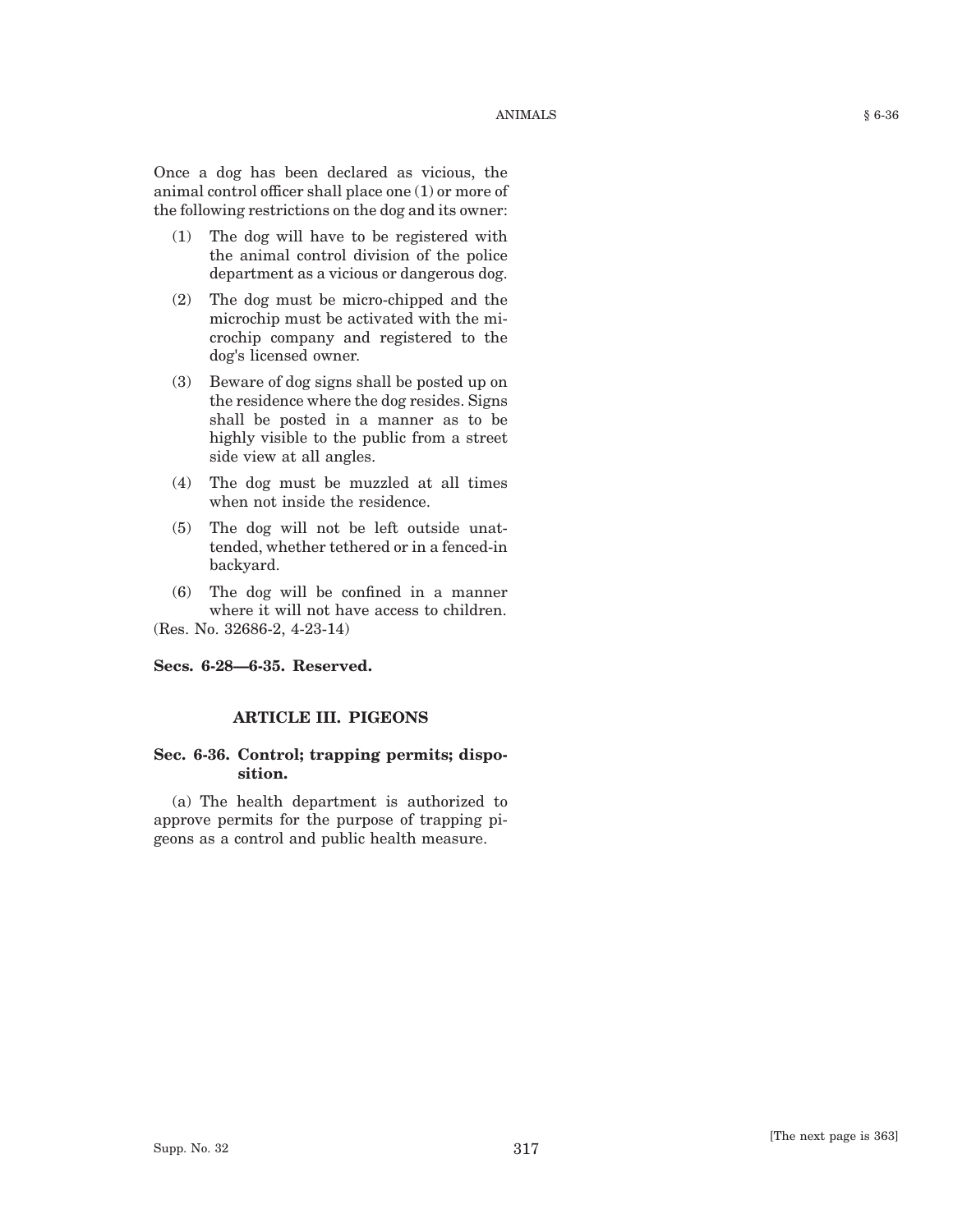Once a dog has been declared as vicious, the animal control officer shall place one (1) or more of the following restrictions on the dog and its owner:

(1) The dog will have to be registered with the animal control division of the police department as a vicious or dangerous dog.

(2) The dog must be micro-chipped and the microchip must be activated with the microchip company and registered to the dog's licensed owner.

(3) Beware of dog signs shall be posted up on the residence where the dog resides. Signs shall be posted in a manner as to be highly visible to the public from a street side view at all angles.

(4) The dog must be muzzled at all times when not inside the residence.

(5) The dog will not be left outside unattended, whether tethered or in a fenced-in backyard.

(6) The dog will be confined in a manner where it will not have access to children.

(Res. No. 32686-2, 4-23-14)

**Secs. 6-28—6-35. Reserved.**

## ARTICLE III. PIGEONS

### Sec. 6-36. Control; trapping permits; disposition.

(a) The health department is authorized to approve permits for the purpose of trapping pigeons as a control and public health measure.

[The next page is 363]